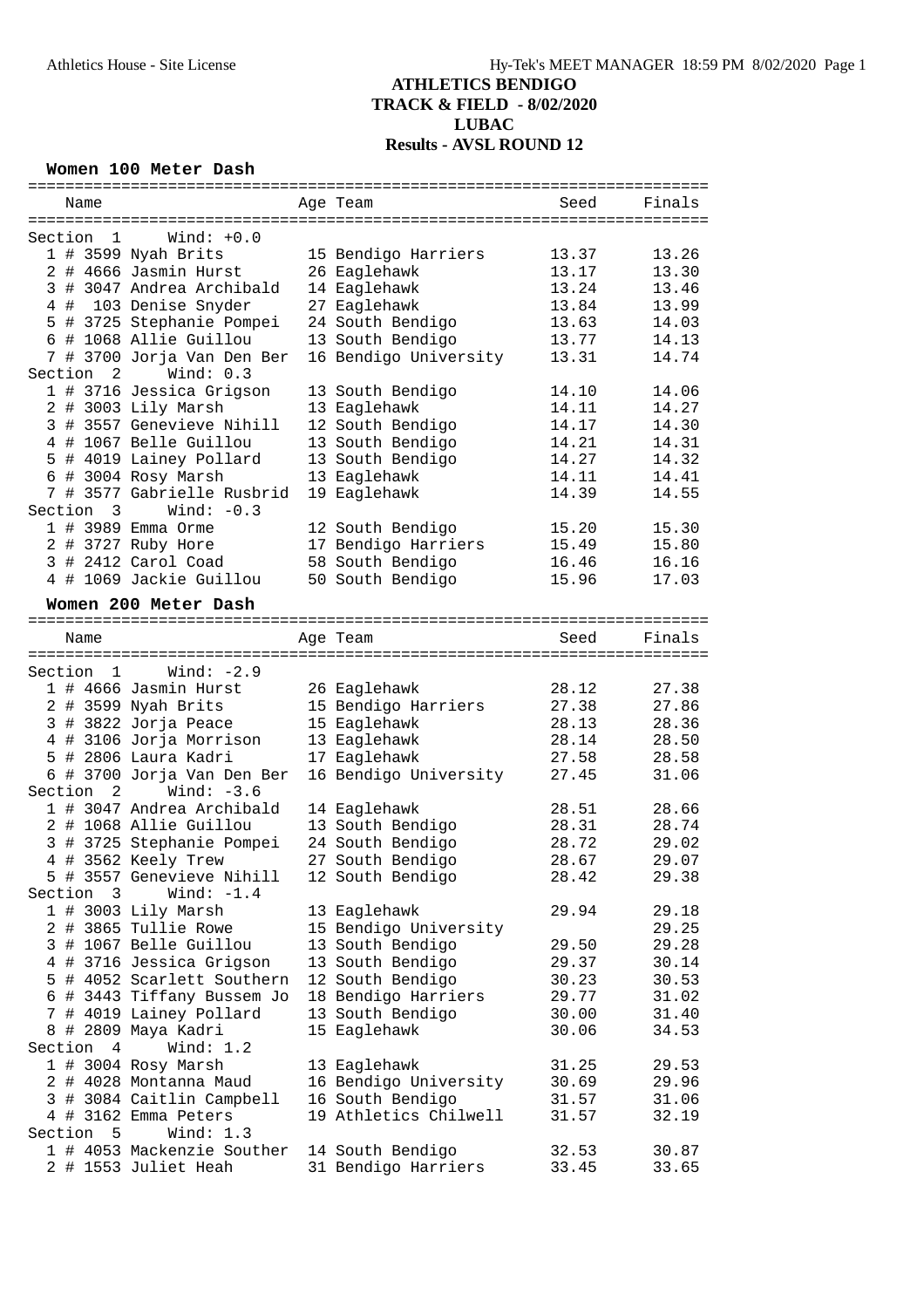# ATHLETICS BENDIGO
## TRACK & FIELD - 8/02/2020
## LUBAC
## Results - AVSL ROUND 12

### Women 100 Meter Dash

| | Name | Age | Team | Seed | Finals |
|---|---|---|---|---|---|
| **Section 1** | **Wind: +0.0** | | | | |
| 1 | # 3599 Nyah Brits | 15 | Bendigo Harriers | 13.37 | 13.26 |
| 2 | # 4666 Jasmin Hurst | 26 | Eaglehawk | 13.17 | 13.30 |
| 3 | # 3047 Andrea Archibald | 14 | Eaglehawk | 13.24 | 13.46 |
| 4 | # 103 Denise Snyder | 27 | Eaglehawk | 13.84 | 13.99 |
| 5 | # 3725 Stephanie Pompei | 24 | South Bendigo | 13.63 | 14.03 |
| 6 | # 1068 Allie Guillou | 13 | South Bendigo | 13.77 | 14.13 |
| 7 | # 3700 Jorja Van Den Ber | 16 | Bendigo University | 13.31 | 14.74 |
| **Section 2** | **Wind: 0.3** | | | | |
| 1 | # 3716 Jessica Grigson | 13 | South Bendigo | 14.10 | 14.06 |
| 2 | # 3003 Lily Marsh | 13 | Eaglehawk | 14.11 | 14.27 |
| 3 | # 3557 Genevieve Nihill | 12 | South Bendigo | 14.17 | 14.30 |
| 4 | # 1067 Belle Guillou | 13 | South Bendigo | 14.21 | 14.31 |
| 5 | # 4019 Lainey Pollard | 13 | South Bendigo | 14.27 | 14.32 |
| 6 | # 3004 Rosy Marsh | 13 | Eaglehawk | 14.11 | 14.41 |
| 7 | # 3577 Gabrielle Rusbrid | 19 | Eaglehawk | 14.39 | 14.55 |
| **Section 3** | **Wind: -0.3** | | | | |
| 1 | # 3989 Emma Orme | 12 | South Bendigo | 15.20 | 15.30 |
| 2 | # 3727 Ruby Hore | 17 | Bendigo Harriers | 15.49 | 15.80 |
| 3 | # 2412 Carol Coad | 58 | South Bendigo | 16.46 | 16.16 |
| 4 | # 1069 Jackie Guillou | 50 | South Bendigo | 15.96 | 17.03 |

### Women 200 Meter Dash

| | Name | Age | Team | Seed | Finals |
|---|---|---|---|---|---|
| **Section 1** | **Wind: -2.9** | | | | |
| 1 | # 4666 Jasmin Hurst | 26 | Eaglehawk | 28.12 | 27.38 |
| 2 | # 3599 Nyah Brits | 15 | Bendigo Harriers | 27.38 | 27.86 |
| 3 | # 3822 Jorja Peace | 15 | Eaglehawk | 28.13 | 28.36 |
| 4 | # 3106 Jorja Morrison | 13 | Eaglehawk | 28.14 | 28.50 |
| 5 | # 2806 Laura Kadri | 17 | Eaglehawk | 27.58 | 28.58 |
| 6 | # 3700 Jorja Van Den Ber | 16 | Bendigo University | 27.45 | 31.06 |
| **Section 2** | **Wind: -3.6** | | | | |
| 1 | # 3047 Andrea Archibald | 14 | Eaglehawk | 28.51 | 28.66 |
| 2 | # 1068 Allie Guillou | 13 | South Bendigo | 28.31 | 28.74 |
| 3 | # 3725 Stephanie Pompei | 24 | South Bendigo | 28.72 | 29.02 |
| 4 | # 3562 Keely Trew | 27 | South Bendigo | 28.67 | 29.07 |
| 5 | # 3557 Genevieve Nihill | 12 | South Bendigo | 28.42 | 29.38 |
| **Section 3** | **Wind: -1.4** | | | | |
| 1 | # 3003 Lily Marsh | 13 | Eaglehawk | 29.94 | 29.18 |
| 2 | # 3865 Tullie Rowe | 15 | Bendigo University | | 29.25 |
| 3 | # 1067 Belle Guillou | 13 | South Bendigo | 29.50 | 29.28 |
| 4 | # 3716 Jessica Grigson | 13 | South Bendigo | 29.37 | 30.14 |
| 5 | # 4052 Scarlett Southern | 12 | South Bendigo | 30.23 | 30.53 |
| 6 | # 3443 Tiffany Bussem Jo | 18 | Bendigo Harriers | 29.77 | 31.02 |
| 7 | # 4019 Lainey Pollard | 13 | South Bendigo | 30.00 | 31.40 |
| 8 | # 2809 Maya Kadri | 15 | Eaglehawk | 30.06 | 34.53 |
| **Section 4** | **Wind: 1.2** | | | | |
| 1 | # 3004 Rosy Marsh | 13 | Eaglehawk | 31.25 | 29.53 |
| 2 | # 4028 Montanna Maud | 16 | Bendigo University | 30.69 | 29.96 |
| 3 | # 3084 Caitlin Campbell | 16 | South Bendigo | 31.57 | 31.06 |
| 4 | # 3162 Emma Peters | 19 | Athletics Chilwell | 31.57 | 32.19 |
| **Section 5** | **Wind: 1.3** | | | | |
| 1 | # 4053 Mackenzie Souther | 14 | South Bendigo | 32.53 | 30.87 |
| 2 | # 1553 Juliet Heah | 31 | Bendigo Harriers | 33.45 | 33.65 |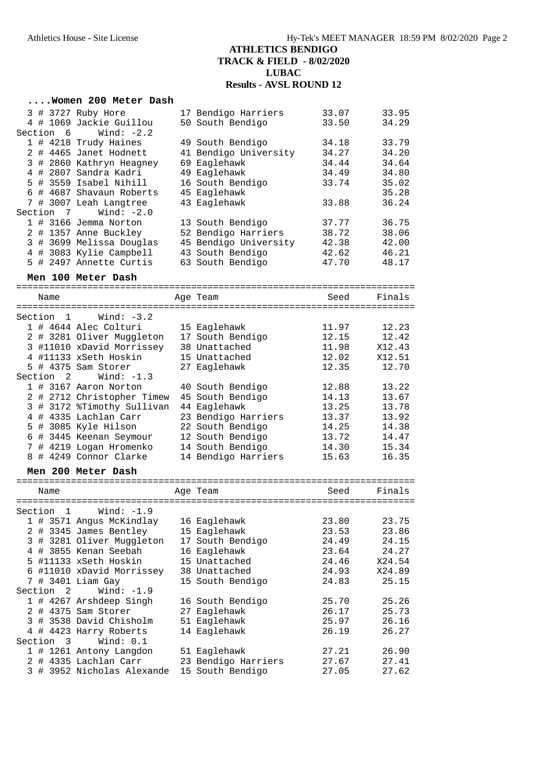**ATHLETICS BENDIGO**
**TRACK & FIELD - 8/02/2020**
**LUBAC**
**Results - AVSL ROUND 12**

### ....Women 200 Meter Dash

| Place | Comp# | Name | Age | Team | Seed | Finals |
|---|---|---|---|---|---|---|
| 3 | # 3727 | Ruby Hore | 17 | Bendigo Harriers | 33.07 | 33.95 |
| 4 | # 1069 | Jackie Guillou | 50 | South Bendigo | 33.50 | 34.29 |
| **Section 6** | | **Wind: -2.2** | | | | |
| 1 | # 4218 | Trudy Haines | 49 | South Bendigo | 34.18 | 33.79 |
| 2 | # 4465 | Janet Hodnett | 41 | Bendigo University | 34.27 | 34.20 |
| 3 | # 2860 | Kathryn Heagney | 69 | Eaglehawk | 34.44 | 34.64 |
| 4 | # 2807 | Sandra Kadri | 49 | Eaglehawk | 34.49 | 34.80 |
| 5 | # 3559 | Isabel Nihill | 16 | South Bendigo | 33.74 | 35.02 |
| 6 | # 4687 | Shavaun Roberts | 45 | Eaglehawk | | 35.28 |
| 7 | # 3007 | Leah Langtree | 43 | Eaglehawk | 33.88 | 36.24 |
| **Section 7** | | **Wind: -2.0** | | | | |
| 1 | # 3166 | Jemma Norton | 13 | South Bendigo | 37.77 | 36.75 |
| 2 | # 1357 | Anne Buckley | 52 | Bendigo Harriers | 38.72 | 38.06 |
| 3 | # 3699 | Melissa Douglas | 45 | Bendigo University | 42.38 | 42.00 |
| 4 | # 3083 | Kylie Campbell | 43 | South Bendigo | 42.62 | 46.21 |
| 5 | # 2497 | Annette Curtis | 63 | South Bendigo | 47.70 | 48.17 |

### Men 100 Meter Dash

| Place | Comp# | Name | Age | Team | Seed | Finals |
|---|---|---|---|---|---|---|
| **Section 1** | | **Wind: -3.2** | | | | |
| 1 | # 4644 | Alec Colturi | 15 | Eaglehawk | 11.97 | 12.23 |
| 2 | # 3281 | Oliver Muggleton | 17 | South Bendigo | 12.15 | 12.42 |
| 3 | #11010 | xDavid Morrissey | 38 | Unattached | 11.98 | X12.43 |
| 4 | #11133 | xSeth Hoskin | 15 | Unattached | 12.02 | X12.51 |
| 5 | # 4375 | Sam Storer | 27 | Eaglehawk | 12.35 | 12.70 |
| **Section 2** | | **Wind: -1.3** | | | | |
| 1 | # 3167 | Aaron Norton | 40 | South Bendigo | 12.88 | 13.22 |
| 2 | # 2712 | Christopher Timew | 45 | South Bendigo | 14.13 | 13.67 |
| 3 | # 3172 | %Timothy Sullivan | 44 | Eaglehawk | 13.25 | 13.78 |
| 4 | # 4335 | Lachlan Carr | 23 | Bendigo Harriers | 13.37 | 13.92 |
| 5 | # 3085 | Kyle Hilson | 22 | South Bendigo | 14.25 | 14.38 |
| 6 | # 3445 | Keenan Seymour | 12 | South Bendigo | 13.72 | 14.47 |
| 7 | # 4219 | Logan Hromenko | 14 | South Bendigo | 14.30 | 15.34 |
| 8 | # 4249 | Connor Clarke | 14 | Bendigo Harriers | 15.63 | 16.35 |

### Men 200 Meter Dash

| Place | Comp# | Name | Age | Team | Seed | Finals |
|---|---|---|---|---|---|---|
| **Section 1** | | **Wind: -1.9** | | | | |
| 1 | # 3571 | Angus McKindlay | 16 | Eaglehawk | 23.80 | 23.75 |
| 2 | # 3345 | James Bentley | 15 | Eaglehawk | 23.53 | 23.86 |
| 3 | # 3281 | Oliver Muggleton | 17 | South Bendigo | 24.49 | 24.15 |
| 4 | # 3855 | Kenan Seebah | 16 | Eaglehawk | 23.64 | 24.27 |
| 5 | #11133 | xSeth Hoskin | 15 | Unattached | 24.46 | X24.54 |
| 6 | #11010 | xDavid Morrissey | 38 | Unattached | 24.93 | X24.89 |
| 7 | # 3401 | Liam Gay | 15 | South Bendigo | 24.83 | 25.15 |
| **Section 2** | | **Wind: -1.9** | | | | |
| 1 | # 4267 | Arshdeep Singh | 16 | South Bendigo | 25.70 | 25.26 |
| 2 | # 4375 | Sam Storer | 27 | Eaglehawk | 26.17 | 25.73 |
| 3 | # 3538 | David Chisholm | 51 | Eaglehawk | 25.97 | 26.16 |
| 4 | # 4423 | Harry Roberts | 14 | Eaglehawk | 26.19 | 26.27 |
| **Section 3** | | **Wind: 0.1** | | | | |
| 1 | # 1261 | Antony Langdon | 51 | Eaglehawk | 27.21 | 26.90 |
| 2 | # 4335 | Lachlan Carr | 23 | Bendigo Harriers | 27.67 | 27.41 |
| 3 | # 3952 | Nicholas Alexande | 15 | South Bendigo | 27.05 | 27.62 |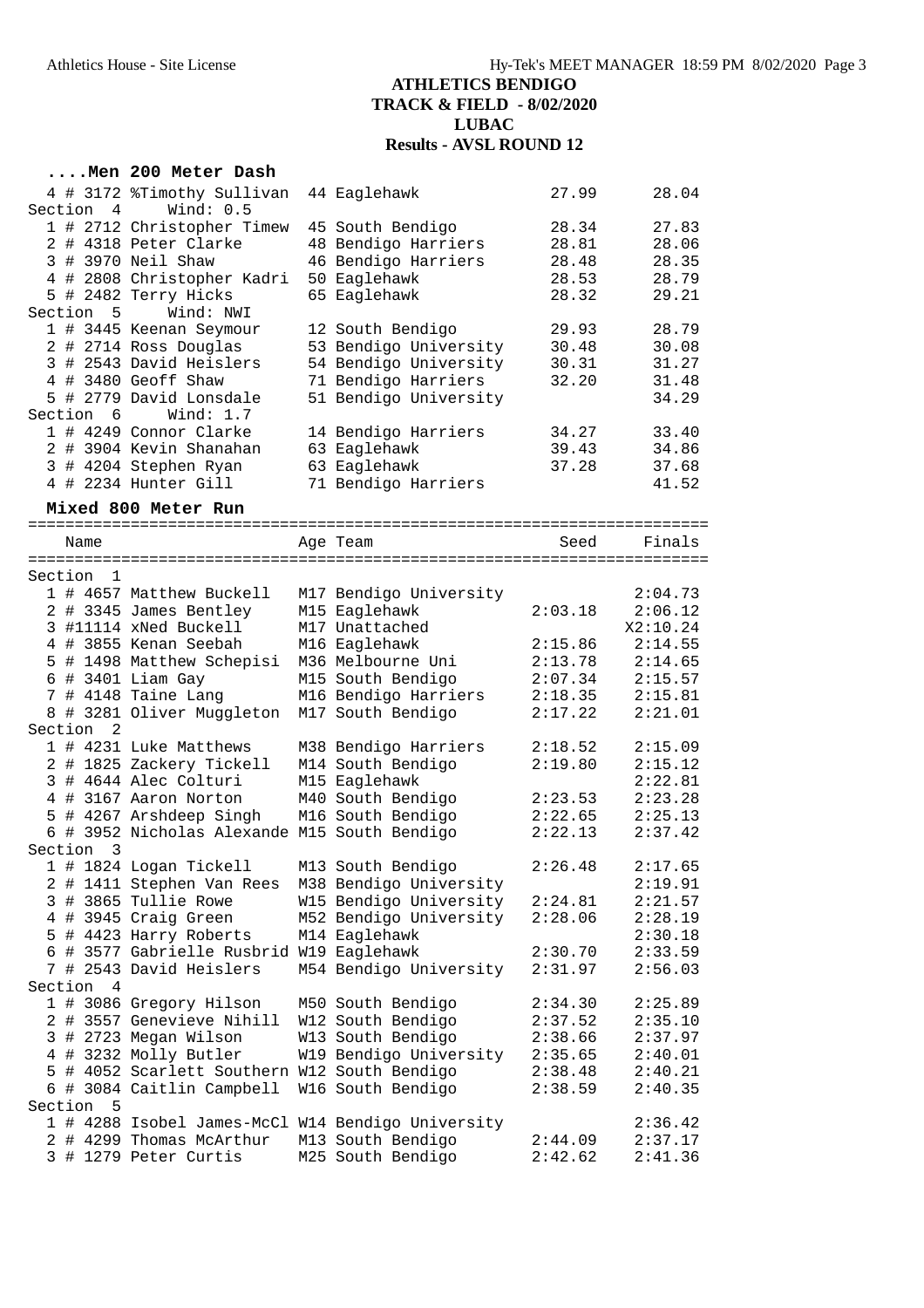# ATHLETICS BENDIGO
## TRACK & FIELD - 8/02/2020
## LUBAC
## Results - AVSL ROUND 12

### ....Men 200 Meter Dash

| | Name | Age Team | Seed | Finals |
|---|---|---|---|---|
| 4 | # 3172 %Timothy Sullivan | 44 Eaglehawk | 27.99 | 28.04 |
| **Section 4** | **Wind: 0.5** | | | |
| 1 | # 2712 Christopher Timew | 45 South Bendigo | 28.34 | 27.83 |
| 2 | # 4318 Peter Clarke | 48 Bendigo Harriers | 28.81 | 28.06 |
| 3 | # 3970 Neil Shaw | 46 Bendigo Harriers | 28.48 | 28.35 |
| 4 | # 2808 Christopher Kadri | 50 Eaglehawk | 28.53 | 28.79 |
| 5 | # 2482 Terry Hicks | 65 Eaglehawk | 28.32 | 29.21 |
| **Section 5** | **Wind: NWI** | | | |
| 1 | # 3445 Keenan Seymour | 12 South Bendigo | 29.93 | 28.79 |
| 2 | # 2714 Ross Douglas | 53 Bendigo University | 30.48 | 30.08 |
| 3 | # 2543 David Heislers | 54 Bendigo University | 30.31 | 31.27 |
| 4 | # 3480 Geoff Shaw | 71 Bendigo Harriers | 32.20 | 31.48 |
| 5 | # 2779 David Lonsdale | 51 Bendigo University | | 34.29 |
| **Section 6** | **Wind: 1.7** | | | |
| 1 | # 4249 Connor Clarke | 14 Bendigo Harriers | 34.27 | 33.40 |
| 2 | # 3904 Kevin Shanahan | 63 Eaglehawk | 39.43 | 34.86 |
| 3 | # 4204 Stephen Ryan | 63 Eaglehawk | 37.28 | 37.68 |
| 4 | # 2234 Hunter Gill | 71 Bendigo Harriers | | 41.52 |

### Mixed 800 Meter Run

| | Name | Age Team | Seed | Finals |
|---|---|---|---|---|
| **Section 1** | | | | |
| 1 | # 4657 Matthew Buckell | M17 Bendigo University | | 2:04.73 |
| 2 | # 3345 James Bentley | M15 Eaglehawk | 2:03.18 | 2:06.12 |
| 3 | #11114 xNed Buckell | M17 Unattached | | X2:10.24 |
| 4 | # 3855 Kenan Seebah | M16 Eaglehawk | 2:15.86 | 2:14.55 |
| 5 | # 1498 Matthew Schepisi | M36 Melbourne Uni | 2:13.78 | 2:14.65 |
| 6 | # 3401 Liam Gay | M15 South Bendigo | 2:07.34 | 2:15.57 |
| 7 | # 4148 Taine Lang | M16 Bendigo Harriers | 2:18.35 | 2:15.81 |
| 8 | # 3281 Oliver Muggleton | M17 South Bendigo | 2:17.22 | 2:21.01 |
| **Section 2** | | | | |
| 1 | # 4231 Luke Matthews | M38 Bendigo Harriers | 2:18.52 | 2:15.09 |
| 2 | # 1825 Zackery Tickell | M14 South Bendigo | 2:19.80 | 2:15.12 |
| 3 | # 4644 Alec Colturi | M15 Eaglehawk | | 2:22.81 |
| 4 | # 3167 Aaron Norton | M40 South Bendigo | 2:23.53 | 2:23.28 |
| 5 | # 4267 Arshdeep Singh | M16 South Bendigo | 2:22.65 | 2:25.13 |
| 6 | # 3952 Nicholas Alexande | M15 South Bendigo | 2:22.13 | 2:37.42 |
| **Section 3** | | | | |
| 1 | # 1824 Logan Tickell | M13 South Bendigo | 2:26.48 | 2:17.65 |
| 2 | # 1411 Stephen Van Rees | M38 Bendigo University | | 2:19.91 |
| 3 | # 3865 Tullie Rowe | W15 Bendigo University | 2:24.81 | 2:21.57 |
| 4 | # 3945 Craig Green | M52 Bendigo University | 2:28.06 | 2:28.19 |
| 5 | # 4423 Harry Roberts | M14 Eaglehawk | | 2:30.18 |
| 6 | # 3577 Gabrielle Rusbrid | W19 Eaglehawk | 2:30.70 | 2:33.59 |
| 7 | # 2543 David Heislers | M54 Bendigo University | 2:31.97 | 2:56.03 |
| **Section 4** | | | | |
| 1 | # 3086 Gregory Hilson | M50 South Bendigo | 2:34.30 | 2:25.89 |
| 2 | # 3557 Genevieve Nihill | W12 South Bendigo | 2:37.52 | 2:35.10 |
| 3 | # 2723 Megan Wilson | W13 South Bendigo | 2:38.66 | 2:37.97 |
| 4 | # 3232 Molly Butler | W19 Bendigo University | 2:35.65 | 2:40.01 |
| 5 | # 4052 Scarlett Southern | W12 South Bendigo | 2:38.48 | 2:40.21 |
| 6 | # 3084 Caitlin Campbell | W16 South Bendigo | 2:38.59 | 2:40.35 |
| **Section 5** | | | | |
| 1 | # 4288 Isobel James-McCl | W14 Bendigo University | | 2:36.42 |
| 2 | # 4299 Thomas McArthur | M13 South Bendigo | 2:44.09 | 2:37.17 |
| 3 | # 1279 Peter Curtis | M25 South Bendigo | 2:42.62 | 2:41.36 |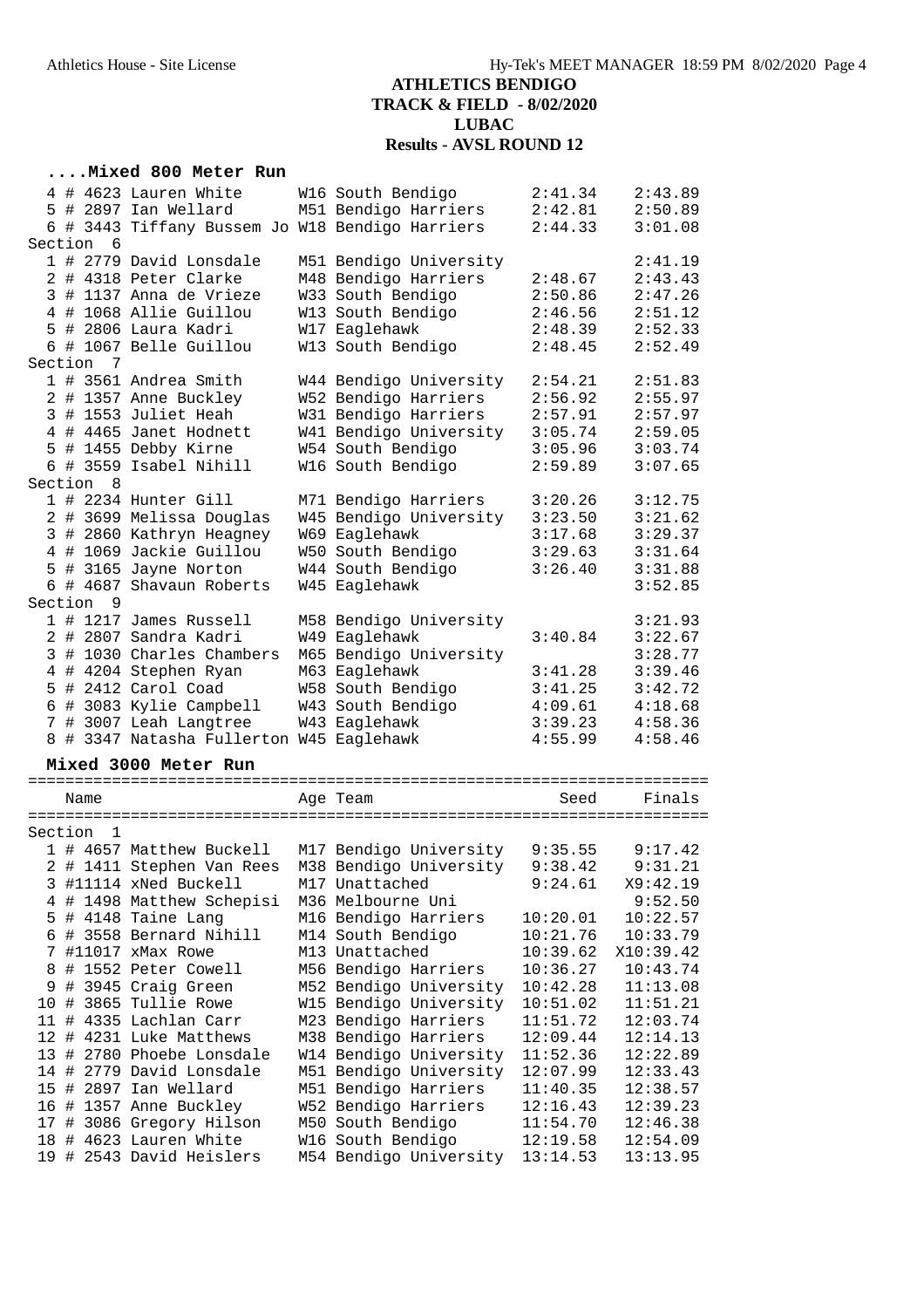## ATHLETICS BENDIGO
## TRACK & FIELD - 8/02/2020
## LUBAC
## Results - AVSL ROUND 12

### ....Mixed 800 Meter Run

| | Name | Age | Team | Seed | Finals |
|---|---|---|---|---|---|
| 4 | # 4623 Lauren White | W16 | South Bendigo | 2:41.34 | 2:43.89 |
| 5 | # 2897 Ian Wellard | M51 | Bendigo Harriers | 2:42.81 | 2:50.89 |
| 6 | # 3443 Tiffany Bussem Jo | W18 | Bendigo Harriers | 2:44.33 | 3:01.08 |
| **Section 6** | | | | | |
| 1 | # 2779 David Lonsdale | M51 | Bendigo University | | 2:41.19 |
| 2 | # 4318 Peter Clarke | M48 | Bendigo Harriers | 2:48.67 | 2:43.43 |
| 3 | # 1137 Anna de Vrieze | W33 | South Bendigo | 2:50.86 | 2:47.26 |
| 4 | # 1068 Allie Guillou | W13 | South Bendigo | 2:46.56 | 2:51.12 |
| 5 | # 2806 Laura Kadri | W17 | Eaglehawk | 2:48.39 | 2:52.33 |
| 6 | # 1067 Belle Guillou | W13 | South Bendigo | 2:48.45 | 2:52.49 |
| **Section 7** | | | | | |
| 1 | # 3561 Andrea Smith | W44 | Bendigo University | 2:54.21 | 2:51.83 |
| 2 | # 1357 Anne Buckley | W52 | Bendigo Harriers | 2:56.92 | 2:55.97 |
| 3 | # 1553 Juliet Heah | W31 | Bendigo Harriers | 2:57.91 | 2:57.97 |
| 4 | # 4465 Janet Hodnett | W41 | Bendigo University | 3:05.74 | 2:59.05 |
| 5 | # 1455 Debby Kirne | W54 | South Bendigo | 3:05.96 | 3:03.74 |
| 6 | # 3559 Isabel Nihill | W16 | South Bendigo | 2:59.89 | 3:07.65 |
| **Section 8** | | | | | |
| 1 | # 2234 Hunter Gill | M71 | Bendigo Harriers | 3:20.26 | 3:12.75 |
| 2 | # 3699 Melissa Douglas | W45 | Bendigo University | 3:23.50 | 3:21.62 |
| 3 | # 2860 Kathryn Heagney | W69 | Eaglehawk | 3:17.68 | 3:29.37 |
| 4 | # 1069 Jackie Guillou | W50 | South Bendigo | 3:29.63 | 3:31.64 |
| 5 | # 3165 Jayne Norton | W44 | South Bendigo | 3:26.40 | 3:31.88 |
| 6 | # 4687 Shavaun Roberts | W45 | Eaglehawk | | 3:52.85 |
| **Section 9** | | | | | |
| 1 | # 1217 James Russell | M58 | Bendigo University | | 3:21.93 |
| 2 | # 2807 Sandra Kadri | W49 | Eaglehawk | 3:40.84 | 3:22.67 |
| 3 | # 1030 Charles Chambers | M65 | Bendigo University | | 3:28.77 |
| 4 | # 4204 Stephen Ryan | M63 | Eaglehawk | 3:41.28 | 3:39.46 |
| 5 | # 2412 Carol Coad | W58 | South Bendigo | 3:41.25 | 3:42.72 |
| 6 | # 3083 Kylie Campbell | W43 | South Bendigo | 4:09.61 | 4:18.68 |
| 7 | # 3007 Leah Langtree | W43 | Eaglehawk | 3:39.23 | 4:58.36 |
| 8 | # 3347 Natasha Fullerton | W45 | Eaglehawk | 4:55.99 | 4:58.46 |

### Mixed 3000 Meter Run

| | Name | Age | Team | Seed | Finals |
|---|---|---|---|---|---|
| **Section 1** | | | | | |
| 1 | # 4657 Matthew Buckell | M17 | Bendigo University | 9:35.55 | 9:17.42 |
| 2 | # 1411 Stephen Van Rees | M38 | Bendigo University | 9:38.42 | 9:31.21 |
| 3 | #11114 xNed Buckell | M17 | Unattached | 9:24.61 | X9:42.19 |
| 4 | # 1498 Matthew Schepisi | M36 | Melbourne Uni | | 9:52.50 |
| 5 | # 4148 Taine Lang | M16 | Bendigo Harriers | 10:20.01 | 10:22.57 |
| 6 | # 3558 Bernard Nihill | M14 | South Bendigo | 10:21.76 | 10:33.79 |
| 7 | #11017 xMax Rowe | M13 | Unattached | 10:39.62 | X10:39.42 |
| 8 | # 1552 Peter Cowell | M56 | Bendigo Harriers | 10:36.27 | 10:43.74 |
| 9 | # 3945 Craig Green | M52 | Bendigo University | 10:42.28 | 11:13.08 |
| 10 | # 3865 Tullie Rowe | W15 | Bendigo University | 10:51.02 | 11:51.21 |
| 11 | # 4335 Lachlan Carr | M23 | Bendigo Harriers | 11:51.72 | 12:03.74 |
| 12 | # 4231 Luke Matthews | M38 | Bendigo Harriers | 12:09.44 | 12:14.13 |
| 13 | # 2780 Phoebe Lonsdale | W14 | Bendigo University | 11:52.36 | 12:22.89 |
| 14 | # 2779 David Lonsdale | M51 | Bendigo University | 12:07.99 | 12:33.43 |
| 15 | # 2897 Ian Wellard | M51 | Bendigo Harriers | 11:40.35 | 12:38.57 |
| 16 | # 1357 Anne Buckley | W52 | Bendigo Harriers | 12:16.43 | 12:39.23 |
| 17 | # 3086 Gregory Hilson | M50 | South Bendigo | 11:54.70 | 12:46.38 |
| 18 | # 4623 Lauren White | W16 | South Bendigo | 12:19.58 | 12:54.09 |
| 19 | # 2543 David Heislers | M54 | Bendigo University | 13:14.53 | 13:13.95 |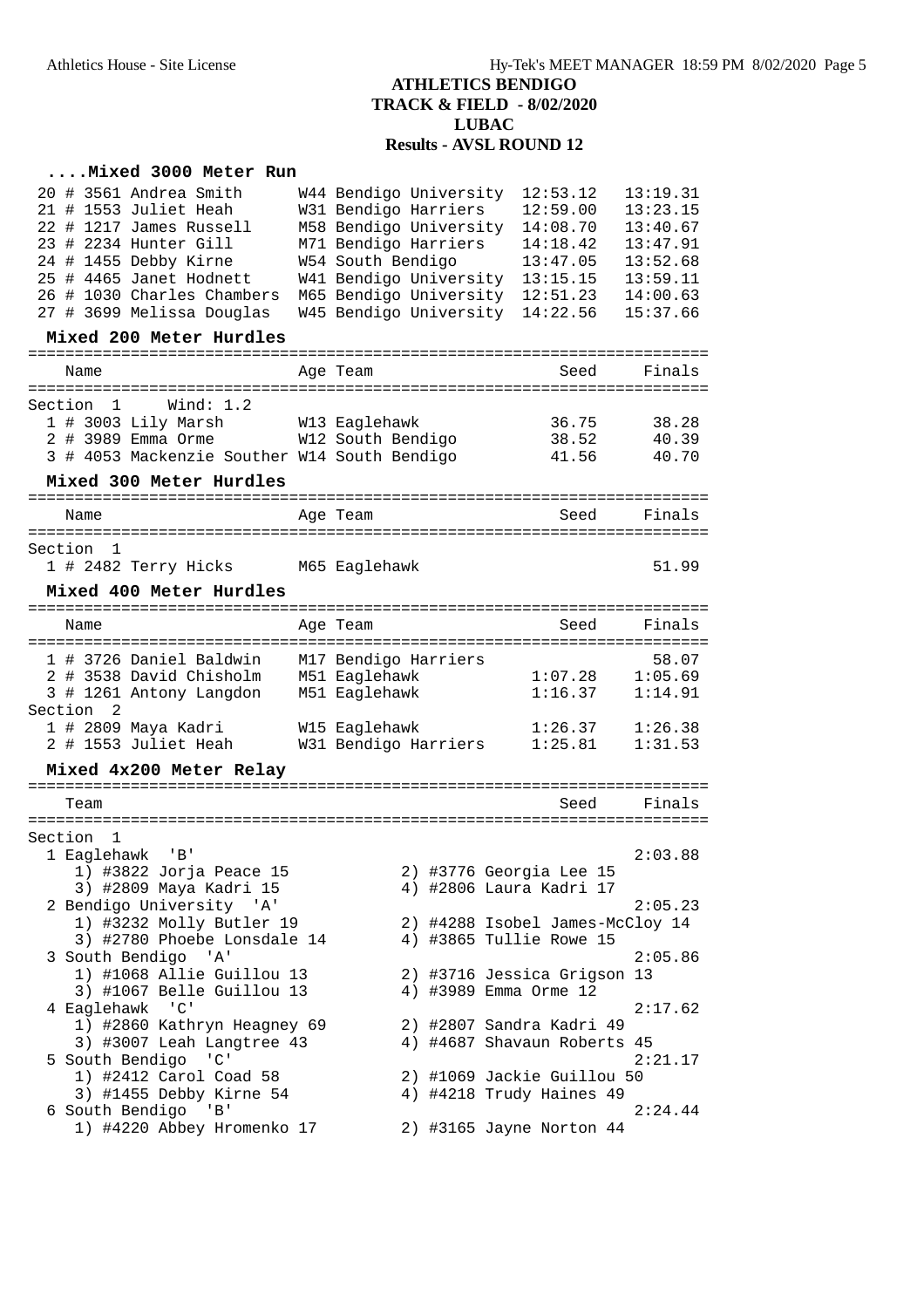# ATHLETICS BENDIGO
## TRACK & FIELD - 8/02/2020
## LUBAC
## Results - AVSL ROUND 12

### ....Mixed 3000 Meter Run

| Place | Name | Age | Team | Seed | Finals |
|---|---|---|---|---|---|
| 20 | # 3561 Andrea Smith | W44 | Bendigo University | 12:53.12 | 13:19.31 |
| 21 | # 1553 Juliet Heah | W31 | Bendigo Harriers | 12:59.00 | 13:23.15 |
| 22 | # 1217 James Russell | M58 | Bendigo University | 14:08.70 | 13:40.67 |
| 23 | # 2234 Hunter Gill | M71 | Bendigo Harriers | 14:18.42 | 13:47.91 |
| 24 | # 1455 Debby Kirne | W54 | South Bendigo | 13:47.05 | 13:52.68 |
| 25 | # 4465 Janet Hodnett | W41 | Bendigo University | 13:15.15 | 13:59.11 |
| 26 | # 1030 Charles Chambers | M65 | Bendigo University | 12:51.23 | 14:00.63 |
| 27 | # 3699 Melissa Douglas | W45 | Bendigo University | 14:22.56 | 15:37.66 |

### Mixed 200 Meter Hurdles

Section 1 Wind: 1.2

| Place | Name | Age | Team | Seed | Finals |
|---|---|---|---|---|---|
| 1 | # 3003 Lily Marsh | W13 | Eaglehawk | 36.75 | 38.28 |
| 2 | # 3989 Emma Orme | W12 | South Bendigo | 38.52 | 40.39 |
| 3 | # 4053 Mackenzie Souther | W14 | South Bendigo | 41.56 | 40.70 |

### Mixed 300 Meter Hurdles

Section 1

| Place | Name | Age | Team | Seed | Finals |
|---|---|---|---|---|---|
| 1 | # 2482 Terry Hicks | M65 | Eaglehawk | | 51.99 |

### Mixed 400 Meter Hurdles

| Place | Name | Age | Team | Seed | Finals |
|---|---|---|---|---|---|
| 1 | # 3726 Daniel Baldwin | M17 | Bendigo Harriers | | 58.07 |
| 2 | # 3538 David Chisholm | M51 | Eaglehawk | 1:07.28 | 1:05.69 |
| 3 | # 1261 Antony Langdon | M51 | Eaglehawk | 1:16.37 | 1:14.91 |

Section 2

| Place | Name | Age | Team | Seed | Finals |
|---|---|---|---|---|---|
| 1 | # 2809 Maya Kadri | W15 | Eaglehawk | 1:26.37 | 1:26.38 |
| 2 | # 1553 Juliet Heah | W31 | Bendigo Harriers | 1:25.81 | 1:31.53 |

### Mixed 4x200 Meter Relay

Section 1

| Place | Team | Seed | Finals |
|---|---|---|---|
| 1 | Eaglehawk 'B' | | 2:03.88 |
| | 1) #3822 Jorja Peace 15; 2) #3776 Georgia Lee 15; 3) #2809 Maya Kadri 15; 4) #2806 Laura Kadri 17 | | |
| 2 | Bendigo University 'A' | | 2:05.23 |
| | 1) #3232 Molly Butler 19; 2) #4288 Isobel James-McCloy 14; 3) #2780 Phoebe Lonsdale 14; 4) #3865 Tullie Rowe 15 | | |
| 3 | South Bendigo 'A' | | 2:05.86 |
| | 1) #1068 Allie Guillou 13; 2) #3716 Jessica Grigson 13; 3) #1067 Belle Guillou 13; 4) #3989 Emma Orme 12 | | |
| 4 | Eaglehawk 'C' | | 2:17.62 |
| | 1) #2860 Kathryn Heagney 69; 2) #2807 Sandra Kadri 49; 3) #3007 Leah Langtree 43; 4) #4687 Shavaun Roberts 45 | | |
| 5 | South Bendigo 'C' | | 2:21.17 |
| | 1) #2412 Carol Coad 58; 2) #1069 Jackie Guillou 50; 3) #1455 Debby Kirne 54; 4) #4218 Trudy Haines 49 | | |
| 6 | South Bendigo 'B' | | 2:24.44 |
| | 1) #4220 Abbey Hromenko 17; 2) #3165 Jayne Norton 44 | | |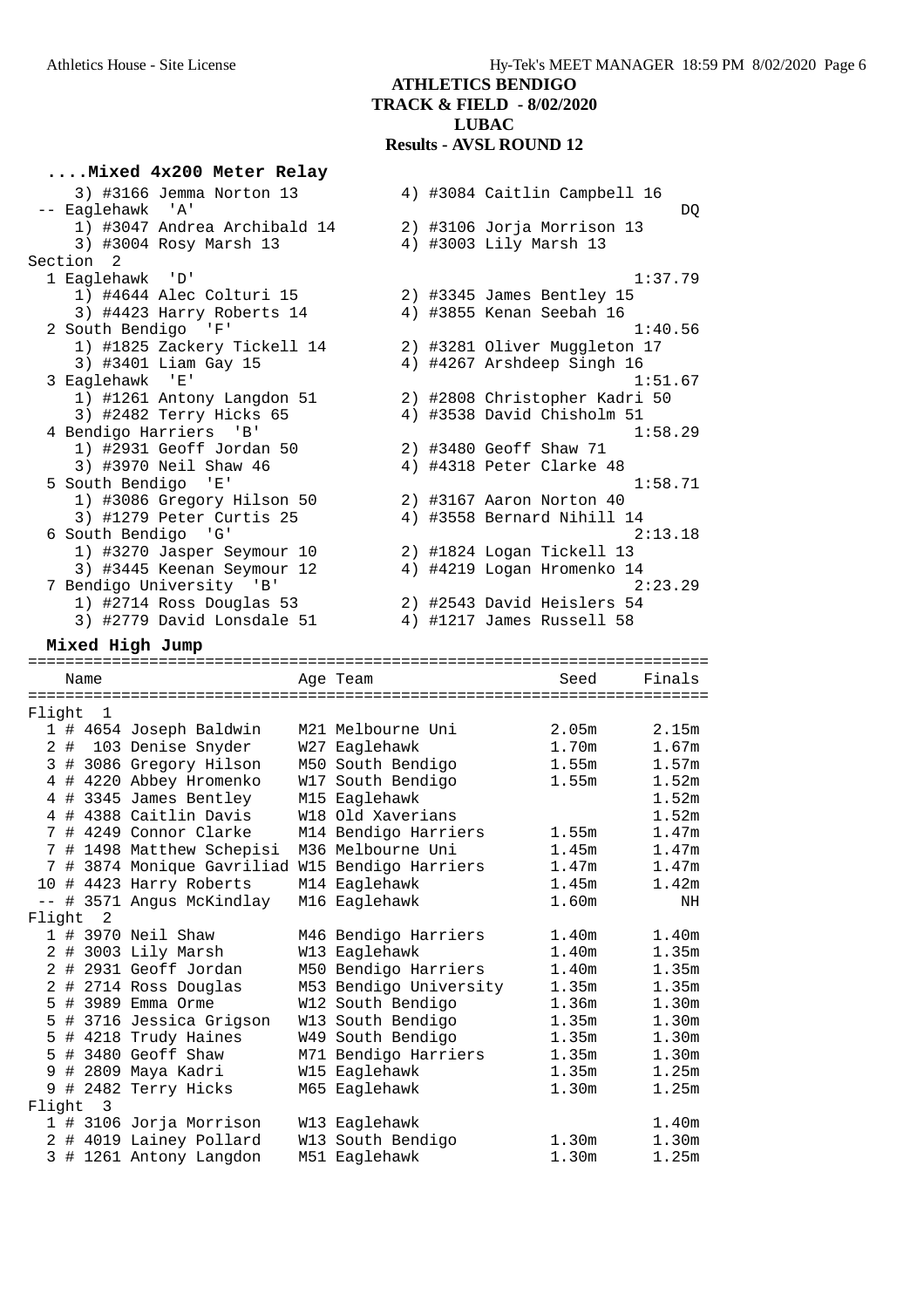ATHLETICS BENDIGO
TRACK & FIELD - 8/02/2020
LUBAC
Results - AVSL ROUND 12

### ....Mixed 4x200 Meter Relay

```
    3) #3166 Jemma Norton 13           4) #3084 Caitlin Campbell 16
 -- Eaglehawk  'A'                                                    DQ
    1) #3047 Andrea Archibald 14       2) #3106 Jorja Morrison 13
    3) #3004 Rosy Marsh 13             4) #3003 Lily Marsh 13
Section  2
  1 Eaglehawk  'D'                                               1:37.79
    1) #4644 Alec Colturi 15           2) #3345 James Bentley 15
    3) #4423 Harry Roberts 14          4) #3855 Kenan Seebah 16
  2 South Bendigo  'F'                                           1:40.56
    1) #1825 Zackery Tickell 14        2) #3281 Oliver Muggleton 17
    3) #3401 Liam Gay 15               4) #4267 Arshdeep Singh 16
  3 Eaglehawk  'E'                                               1:51.67
    1) #1261 Antony Langdon 51         2) #2808 Christopher Kadri 50
    3) #2482 Terry Hicks 65            4) #3538 David Chisholm 51
  4 Bendigo Harriers  'B'                                        1:58.29
    1) #2931 Geoff Jordan 50           2) #3480 Geoff Shaw 71
    3) #3970 Neil Shaw 46              4) #4318 Peter Clarke 48
  5 South Bendigo  'E'                                           1:58.71
    1) #3086 Gregory Hilson 50         2) #3167 Aaron Norton 40
    3) #1279 Peter Curtis 25           4) #3558 Bernard Nihill 14
  6 South Bendigo  'G'                                           2:13.18
    1) #3270 Jasper Seymour 10         2) #1824 Logan Tickell 13
    3) #3445 Keenan Seymour 12         4) #4219 Logan Hromenko 14
  7 Bendigo University  'B'                                      2:23.29
    1) #2714 Ross Douglas 53           2) #2543 David Heislers 54
    3) #2779 David Lonsdale 51         4) #1217 James Russell 58
```

### Mixed High Jump

| Place | # | Name | Age Team | Seed | Finals |
|---|---|---|---|---|---|
| Flight 1 | | | | | |
| 1 | 4654 | Joseph Baldwin | M21 Melbourne Uni | 2.05m | 2.15m |
| 2 | 103 | Denise Snyder | W27 Eaglehawk | 1.70m | 1.67m |
| 3 | 3086 | Gregory Hilson | M50 South Bendigo | 1.55m | 1.57m |
| 4 | 4220 | Abbey Hromenko | W17 South Bendigo | 1.55m | 1.52m |
| 4 | 3345 | James Bentley | M15 Eaglehawk | | 1.52m |
| 4 | 4388 | Caitlin Davis | W18 Old Xaverians | | 1.52m |
| 7 | 4249 | Connor Clarke | M14 Bendigo Harriers | 1.55m | 1.47m |
| 7 | 1498 | Matthew Schepisi | M36 Melbourne Uni | 1.45m | 1.47m |
| 7 | 3874 | Monique Gavriliad | W15 Bendigo Harriers | 1.47m | 1.47m |
| 10 | 4423 | Harry Roberts | M14 Eaglehawk | 1.45m | 1.42m |
| -- | 3571 | Angus McKindlay | M16 Eaglehawk | 1.60m | NH |
| Flight 2 | | | | | |
| 1 | 3970 | Neil Shaw | M46 Bendigo Harriers | 1.40m | 1.40m |
| 2 | 3003 | Lily Marsh | W13 Eaglehawk | 1.40m | 1.35m |
| 2 | 2931 | Geoff Jordan | M50 Bendigo Harriers | 1.40m | 1.35m |
| 2 | 2714 | Ross Douglas | M53 Bendigo University | 1.35m | 1.35m |
| 5 | 3989 | Emma Orme | W12 South Bendigo | 1.36m | 1.30m |
| 5 | 3716 | Jessica Grigson | W13 South Bendigo | 1.35m | 1.30m |
| 5 | 4218 | Trudy Haines | W49 South Bendigo | 1.35m | 1.30m |
| 5 | 3480 | Geoff Shaw | M71 Bendigo Harriers | 1.35m | 1.30m |
| 9 | 2809 | Maya Kadri | W15 Eaglehawk | 1.35m | 1.25m |
| 9 | 2482 | Terry Hicks | M65 Eaglehawk | 1.30m | 1.25m |
| Flight 3 | | | | | |
| 1 | 3106 | Jorja Morrison | W13 Eaglehawk | | 1.40m |
| 2 | 4019 | Lainey Pollard | W13 South Bendigo | 1.30m | 1.30m |
| 3 | 1261 | Antony Langdon | M51 Eaglehawk | 1.30m | 1.25m |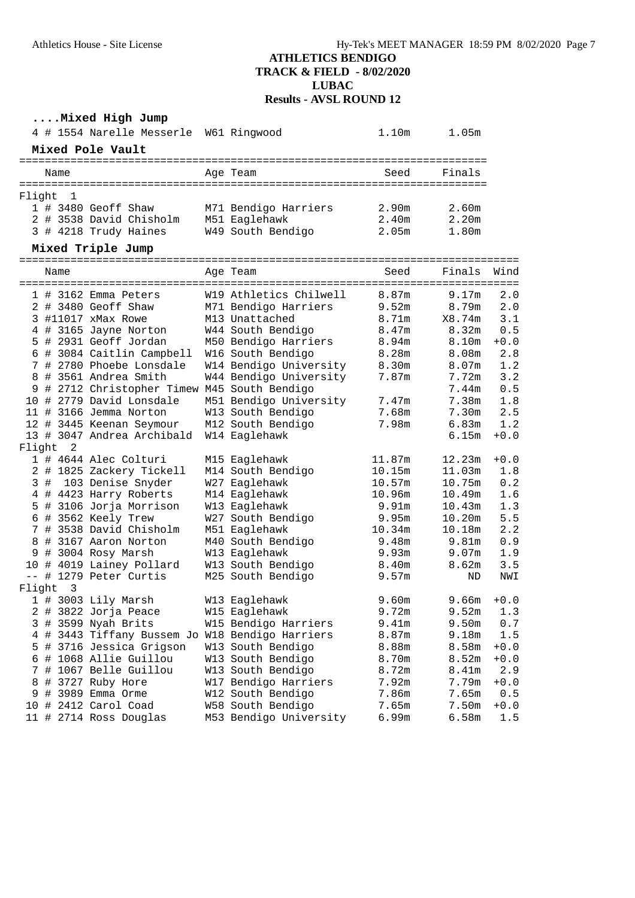**ATHLETICS BENDIGO**
**TRACK & FIELD - 8/02/2020**
**LUBAC**
**Results - AVSL ROUND 12**

### ....Mixed High Jump

| | Name | Age | Team | Seed | Finals |
|---|---|---|---|---|---|
| 4 | # 1554 Narelle Messerle | W61 | Ringwood | 1.10m | 1.05m |

### Mixed Pole Vault

| | Name | Age | Team | Seed | Finals |
|---|---|---|---|---|---|
| **Flight 1** | | | | | |
| 1 | # 3480 Geoff Shaw | M71 | Bendigo Harriers | 2.90m | 2.60m |
| 2 | # 3538 David Chisholm | M51 | Eaglehawk | 2.40m | 2.20m |
| 3 | # 4218 Trudy Haines | W49 | South Bendigo | 2.05m | 1.80m |

### Mixed Triple Jump

| | Name | Age | Team | Seed | Finals | Wind |
|---|---|---|---|---|---|---|
| **Flight 1** | | | | | | |
| 1 | # 3162 Emma Peters | W19 | Athletics Chilwell | 8.87m | 9.17m | 2.0 |
| 2 | # 3480 Geoff Shaw | M71 | Bendigo Harriers | 9.52m | 8.79m | 2.0 |
| 3 | #11017 xMax Rowe | M13 | Unattached | 8.71m | X8.74m | 3.1 |
| 4 | # 3165 Jayne Norton | W44 | South Bendigo | 8.47m | 8.32m | 0.5 |
| 5 | # 2931 Geoff Jordan | M50 | Bendigo Harriers | 8.94m | 8.10m | +0.0 |
| 6 | # 3084 Caitlin Campbell | W16 | South Bendigo | 8.28m | 8.08m | 2.8 |
| 7 | # 2780 Phoebe Lonsdale | W14 | Bendigo University | 8.30m | 8.07m | 1.2 |
| 8 | # 3561 Andrea Smith | W44 | Bendigo University | 7.87m | 7.72m | 3.2 |
| 9 | # 2712 Christopher Timew | M45 | South Bendigo | | 7.44m | 0.5 |
| 10 | # 2779 David Lonsdale | M51 | Bendigo University | 7.47m | 7.38m | 1.8 |
| 11 | # 3166 Jemma Norton | W13 | South Bendigo | 7.68m | 7.30m | 2.5 |
| 12 | # 3445 Keenan Seymour | M12 | South Bendigo | 7.98m | 6.83m | 1.2 |
| 13 | # 3047 Andrea Archibald | W14 | Eaglehawk | | 6.15m | +0.0 |
| **Flight 2** | | | | | | |
| 1 | # 4644 Alec Colturi | M15 | Eaglehawk | 11.87m | 12.23m | +0.0 |
| 2 | # 1825 Zackery Tickell | M14 | South Bendigo | 10.15m | 11.03m | 1.8 |
| 3 | # 103 Denise Snyder | W27 | Eaglehawk | 10.57m | 10.75m | 0.2 |
| 4 | # 4423 Harry Roberts | M14 | Eaglehawk | 10.96m | 10.49m | 1.6 |
| 5 | # 3106 Jorja Morrison | W13 | Eaglehawk | 9.91m | 10.43m | 1.3 |
| 6 | # 3562 Keely Trew | W27 | South Bendigo | 9.95m | 10.20m | 5.5 |
| 7 | # 3538 David Chisholm | M51 | Eaglehawk | 10.34m | 10.18m | 2.2 |
| 8 | # 3167 Aaron Norton | M40 | South Bendigo | 9.48m | 9.81m | 0.9 |
| 9 | # 3004 Rosy Marsh | W13 | Eaglehawk | 9.93m | 9.07m | 1.9 |
| 10 | # 4019 Lainey Pollard | W13 | South Bendigo | 8.40m | 8.62m | 3.5 |
| -- | # 1279 Peter Curtis | M25 | South Bendigo | 9.57m | ND | NWI |
| **Flight 3** | | | | | | |
| 1 | # 3003 Lily Marsh | W13 | Eaglehawk | 9.60m | 9.66m | +0.0 |
| 2 | # 3822 Jorja Peace | W15 | Eaglehawk | 9.72m | 9.52m | 1.3 |
| 3 | # 3599 Nyah Brits | W15 | Bendigo Harriers | 9.41m | 9.50m | 0.7 |
| 4 | # 3443 Tiffany Bussem Jo | W18 | Bendigo Harriers | 8.87m | 9.18m | 1.5 |
| 5 | # 3716 Jessica Grigson | W13 | South Bendigo | 8.88m | 8.58m | +0.0 |
| 6 | # 1068 Allie Guillou | W13 | South Bendigo | 8.70m | 8.52m | +0.0 |
| 7 | # 1067 Belle Guillou | W13 | South Bendigo | 8.72m | 8.41m | 2.9 |
| 8 | # 3727 Ruby Hore | W17 | Bendigo Harriers | 7.92m | 7.79m | +0.0 |
| 9 | # 3989 Emma Orme | W12 | South Bendigo | 7.86m | 7.65m | 0.5 |
| 10 | # 2412 Carol Coad | W58 | South Bendigo | 7.65m | 7.50m | +0.0 |
| 11 | # 2714 Ross Douglas | M53 | Bendigo University | 6.99m | 6.58m | 1.5 |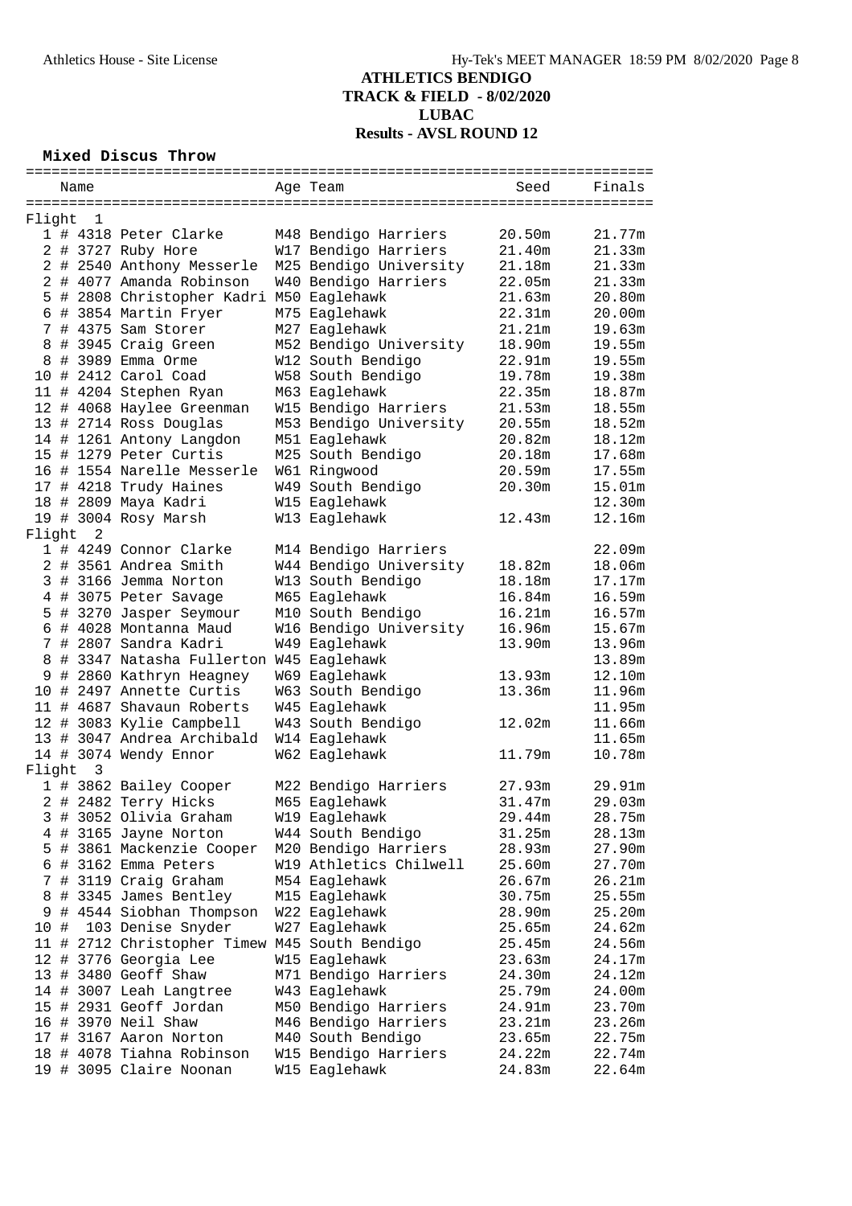# ATHLETICS BENDIGO
## TRACK & FIELD - 8/02/2020
## LUBAC
## Results - AVSL ROUND 12

### Mixed Discus Throw

| | Name | Age | Team | Seed | Finals |
|---|---|---|---|---|---|
| **Flight 1** | | | | | |
| 1 | # 4318 Peter Clarke | M48 | Bendigo Harriers | 20.50m | 21.77m |
| 2 | # 3727 Ruby Hore | W17 | Bendigo Harriers | 21.40m | 21.33m |
| 2 | # 2540 Anthony Messerle | M25 | Bendigo University | 21.18m | 21.33m |
| 2 | # 4077 Amanda Robinson | W40 | Bendigo Harriers | 22.05m | 21.33m |
| 5 | # 2808 Christopher Kadri | M50 | Eaglehawk | 21.63m | 20.80m |
| 6 | # 3854 Martin Fryer | M75 | Eaglehawk | 22.31m | 20.00m |
| 7 | # 4375 Sam Storer | M27 | Eaglehawk | 21.21m | 19.63m |
| 8 | # 3945 Craig Green | M52 | Bendigo University | 18.90m | 19.55m |
| 8 | # 3989 Emma Orme | W12 | South Bendigo | 22.91m | 19.55m |
| 10 | # 2412 Carol Coad | W58 | South Bendigo | 19.78m | 19.38m |
| 11 | # 4204 Stephen Ryan | M63 | Eaglehawk | 22.35m | 18.87m |
| 12 | # 4068 Haylee Greenman | W15 | Bendigo Harriers | 21.53m | 18.55m |
| 13 | # 2714 Ross Douglas | M53 | Bendigo University | 20.55m | 18.52m |
| 14 | # 1261 Antony Langdon | M51 | Eaglehawk | 20.82m | 18.12m |
| 15 | # 1279 Peter Curtis | M25 | South Bendigo | 20.18m | 17.68m |
| 16 | # 1554 Narelle Messerle | W61 | Ringwood | 20.59m | 17.55m |
| 17 | # 4218 Trudy Haines | W49 | South Bendigo | 20.30m | 15.01m |
| 18 | # 2809 Maya Kadri | W15 | Eaglehawk | | 12.30m |
| 19 | # 3004 Rosy Marsh | W13 | Eaglehawk | 12.43m | 12.16m |
| **Flight 2** | | | | | |
| 1 | # 4249 Connor Clarke | M14 | Bendigo Harriers | | 22.09m |
| 2 | # 3561 Andrea Smith | W44 | Bendigo University | 18.82m | 18.06m |
| 3 | # 3166 Jemma Norton | W13 | South Bendigo | 18.18m | 17.17m |
| 4 | # 3075 Peter Savage | M65 | Eaglehawk | 16.84m | 16.59m |
| 5 | # 3270 Jasper Seymour | M10 | South Bendigo | 16.21m | 16.57m |
| 6 | # 4028 Montanna Maud | W16 | Bendigo University | 16.96m | 15.67m |
| 7 | # 2807 Sandra Kadri | W49 | Eaglehawk | 13.90m | 13.96m |
| 8 | # 3347 Natasha Fullerton | W45 | Eaglehawk | | 13.89m |
| 9 | # 2860 Kathryn Heagney | W69 | Eaglehawk | 13.93m | 12.10m |
| 10 | # 2497 Annette Curtis | W63 | South Bendigo | 13.36m | 11.96m |
| 11 | # 4687 Shavaun Roberts | W45 | Eaglehawk | | 11.95m |
| 12 | # 3083 Kylie Campbell | W43 | South Bendigo | 12.02m | 11.66m |
| 13 | # 3047 Andrea Archibald | W14 | Eaglehawk | | 11.65m |
| 14 | # 3074 Wendy Ennor | W62 | Eaglehawk | 11.79m | 10.78m |
| **Flight 3** | | | | | |
| 1 | # 3862 Bailey Cooper | M22 | Bendigo Harriers | 27.93m | 29.91m |
| 2 | # 2482 Terry Hicks | M65 | Eaglehawk | 31.47m | 29.03m |
| 3 | # 3052 Olivia Graham | W19 | Eaglehawk | 29.44m | 28.75m |
| 4 | # 3165 Jayne Norton | W44 | South Bendigo | 31.25m | 28.13m |
| 5 | # 3861 Mackenzie Cooper | M20 | Bendigo Harriers | 28.93m | 27.90m |
| 6 | # 3162 Emma Peters | W19 | Athletics Chilwell | 25.60m | 27.70m |
| 7 | # 3119 Craig Graham | M54 | Eaglehawk | 26.67m | 26.21m |
| 8 | # 3345 James Bentley | M15 | Eaglehawk | 30.75m | 25.55m |
| 9 | # 4544 Siobhan Thompson | W22 | Eaglehawk | 28.90m | 25.20m |
| 10 | # 103 Denise Snyder | W27 | Eaglehawk | 25.65m | 24.62m |
| 11 | # 2712 Christopher Timew | M45 | South Bendigo | 25.45m | 24.56m |
| 12 | # 3776 Georgia Lee | W15 | Eaglehawk | 23.63m | 24.17m |
| 13 | # 3480 Geoff Shaw | M71 | Bendigo Harriers | 24.30m | 24.12m |
| 14 | # 3007 Leah Langtree | W43 | Eaglehawk | 25.79m | 24.00m |
| 15 | # 2931 Geoff Jordan | M50 | Bendigo Harriers | 24.91m | 23.70m |
| 16 | # 3970 Neil Shaw | M46 | Bendigo Harriers | 23.21m | 23.26m |
| 17 | # 3167 Aaron Norton | M40 | South Bendigo | 23.65m | 22.75m |
| 18 | # 4078 Tiahna Robinson | W15 | Bendigo Harriers | 24.22m | 22.74m |
| 19 | # 3095 Claire Noonan | W15 | Eaglehawk | 24.83m | 22.64m |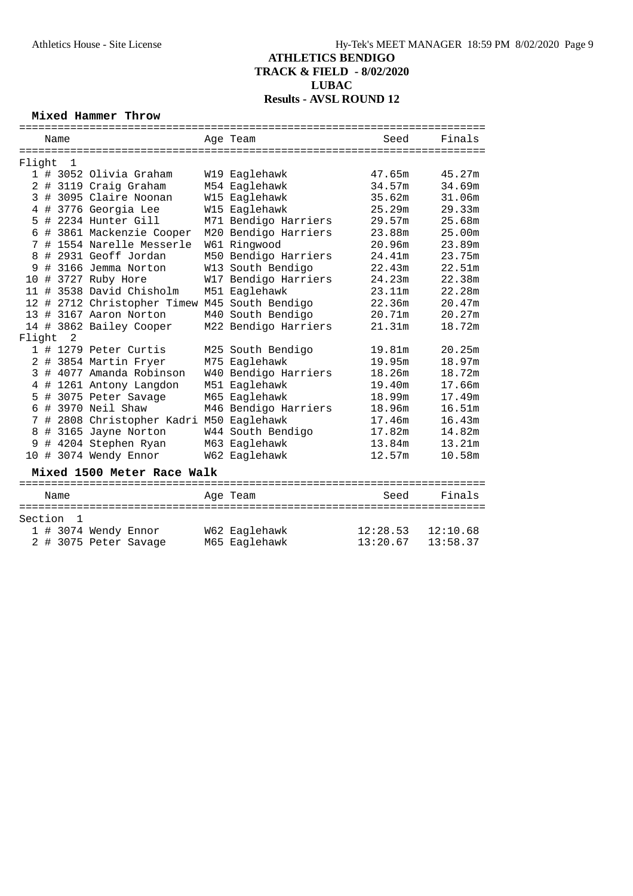# ATHLETICS BENDIGO
## TRACK & FIELD - 8/02/2020
## LUBAC
## Results - AVSL ROUND 12

### Mixed Hammer Throw

| Name | Age Team | Seed | Finals |
|---|---|---|---|
| **Flight 1** | | | |
| 1 # 3052 Olivia Graham | W19 Eaglehawk | 47.65m | 45.27m |
| 2 # 3119 Craig Graham | M54 Eaglehawk | 34.57m | 34.69m |
| 3 # 3095 Claire Noonan | W15 Eaglehawk | 35.62m | 31.06m |
| 4 # 3776 Georgia Lee | W15 Eaglehawk | 25.29m | 29.33m |
| 5 # 2234 Hunter Gill | M71 Bendigo Harriers | 29.57m | 25.68m |
| 6 # 3861 Mackenzie Cooper | M20 Bendigo Harriers | 23.88m | 25.00m |
| 7 # 1554 Narelle Messerle | W61 Ringwood | 20.96m | 23.89m |
| 8 # 2931 Geoff Jordan | M50 Bendigo Harriers | 24.41m | 23.75m |
| 9 # 3166 Jemma Norton | W13 South Bendigo | 22.43m | 22.51m |
| 10 # 3727 Ruby Hore | W17 Bendigo Harriers | 24.23m | 22.38m |
| 11 # 3538 David Chisholm | M51 Eaglehawk | 23.11m | 22.28m |
| 12 # 2712 Christopher Timew | M45 South Bendigo | 22.36m | 20.47m |
| 13 # 3167 Aaron Norton | M40 South Bendigo | 20.71m | 20.27m |
| 14 # 3862 Bailey Cooper | M22 Bendigo Harriers | 21.31m | 18.72m |
| **Flight 2** | | | |
| 1 # 1279 Peter Curtis | M25 South Bendigo | 19.81m | 20.25m |
| 2 # 3854 Martin Fryer | M75 Eaglehawk | 19.95m | 18.97m |
| 3 # 4077 Amanda Robinson | W40 Bendigo Harriers | 18.26m | 18.72m |
| 4 # 1261 Antony Langdon | M51 Eaglehawk | 19.40m | 17.66m |
| 5 # 3075 Peter Savage | M65 Eaglehawk | 18.99m | 17.49m |
| 6 # 3970 Neil Shaw | M46 Bendigo Harriers | 18.96m | 16.51m |
| 7 # 2808 Christopher Kadri | M50 Eaglehawk | 17.46m | 16.43m |
| 8 # 3165 Jayne Norton | W44 South Bendigo | 17.82m | 14.82m |
| 9 # 4204 Stephen Ryan | M63 Eaglehawk | 13.84m | 13.21m |
| 10 # 3074 Wendy Ennor | W62 Eaglehawk | 12.57m | 10.58m |

### Mixed 1500 Meter Race Walk

| Name | Age Team | Seed | Finals |
|---|---|---|---|
| **Section 1** | | | |
| 1 # 3074 Wendy Ennor | W62 Eaglehawk | 12:28.53 | 12:10.68 |
| 2 # 3075 Peter Savage | M65 Eaglehawk | 13:20.67 | 13:58.37 |